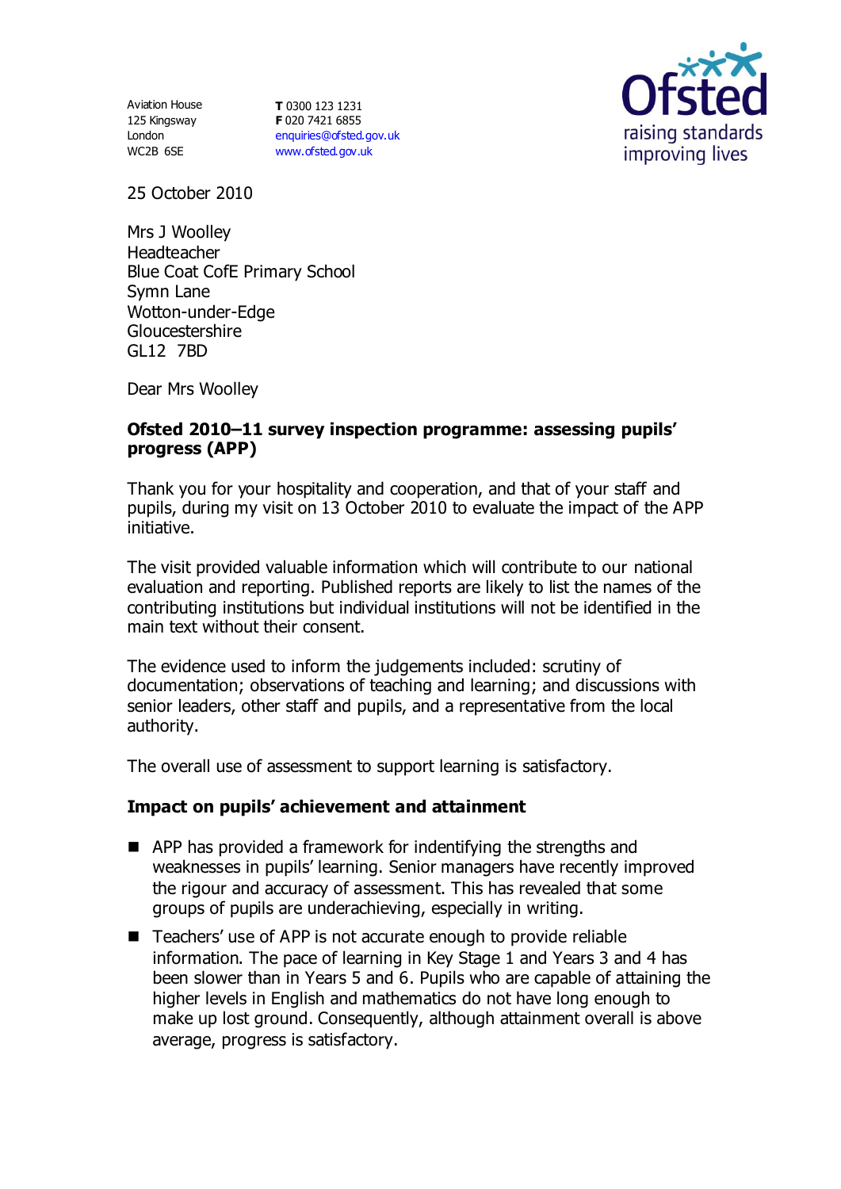Aviation House
125 Kingsway
London
WC2B 6SE

**T** 0300 123 1231
**F** 020 7421 6855
enquiries@ofsted.gov.uk
www.ofsted.gov.uk

Ofsted
raising standards
improving lives

25 October 2010

Mrs J Woolley
Headteacher
Blue Coat CofE Primary School
Symn Lane
Wotton-under-Edge
Gloucestershire
GL12 7BD

Dear Mrs Woolley

**Ofsted 2010–11 survey inspection programme: assessing pupils' progress (APP)**

Thank you for your hospitality and cooperation, and that of your staff and pupils, during my visit on 13 October 2010 to evaluate the impact of the APP initiative.

The visit provided valuable information which will contribute to our national evaluation and reporting. Published reports are likely to list the names of the contributing institutions but individual institutions will not be identified in the main text without their consent.

The evidence used to inform the judgements included: scrutiny of documentation; observations of teaching and learning; and discussions with senior leaders, other staff and pupils, and a representative from the local authority.

The overall use of assessment to support learning is satisfactory.

**Impact on pupils' achievement and attainment**

- APP has provided a framework for indentifying the strengths and weaknesses in pupils' learning. Senior managers have recently improved the rigour and accuracy of assessment. This has revealed that some groups of pupils are underachieving, especially in writing.
- Teachers' use of APP is not accurate enough to provide reliable information. The pace of learning in Key Stage 1 and Years 3 and 4 has been slower than in Years 5 and 6. Pupils who are capable of attaining the higher levels in English and mathematics do not have long enough to make up lost ground. Consequently, although attainment overall is above average, progress is satisfactory.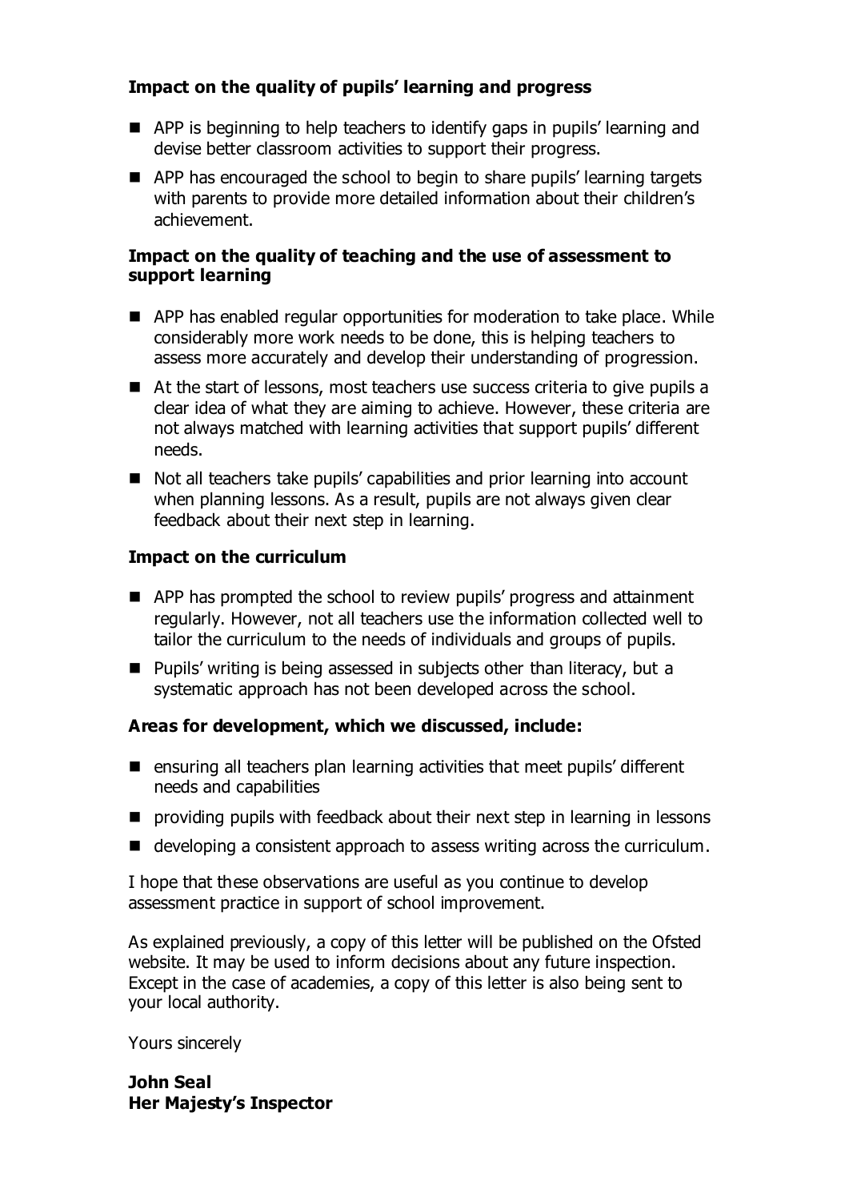**Impact on the quality of pupils' learning and progress**

- APP is beginning to help teachers to identify gaps in pupils' learning and devise better classroom activities to support their progress.
- APP has encouraged the school to begin to share pupils' learning targets with parents to provide more detailed information about their children's achievement.

**Impact on the quality of teaching and the use of assessment to support learning**

- APP has enabled regular opportunities for moderation to take place. While considerably more work needs to be done, this is helping teachers to assess more accurately and develop their understanding of progression.
- At the start of lessons, most teachers use success criteria to give pupils a clear idea of what they are aiming to achieve. However, these criteria are not always matched with learning activities that support pupils' different needs.
- Not all teachers take pupils' capabilities and prior learning into account when planning lessons. As a result, pupils are not always given clear feedback about their next step in learning.

**Impact on the curriculum**

- APP has prompted the school to review pupils' progress and attainment regularly. However, not all teachers use the information collected well to tailor the curriculum to the needs of individuals and groups of pupils.
- Pupils' writing is being assessed in subjects other than literacy, but a systematic approach has not been developed across the school.

**Areas for development, which we discussed, include:**

- ensuring all teachers plan learning activities that meet pupils' different needs and capabilities
- providing pupils with feedback about their next step in learning in lessons
- developing a consistent approach to assess writing across the curriculum.

I hope that these observations are useful as you continue to develop assessment practice in support of school improvement.

As explained previously, a copy of this letter will be published on the Ofsted website. It may be used to inform decisions about any future inspection. Except in the case of academies, a copy of this letter is also being sent to your local authority.

Yours sincerely

**John Seal**
**Her Majesty's Inspector**